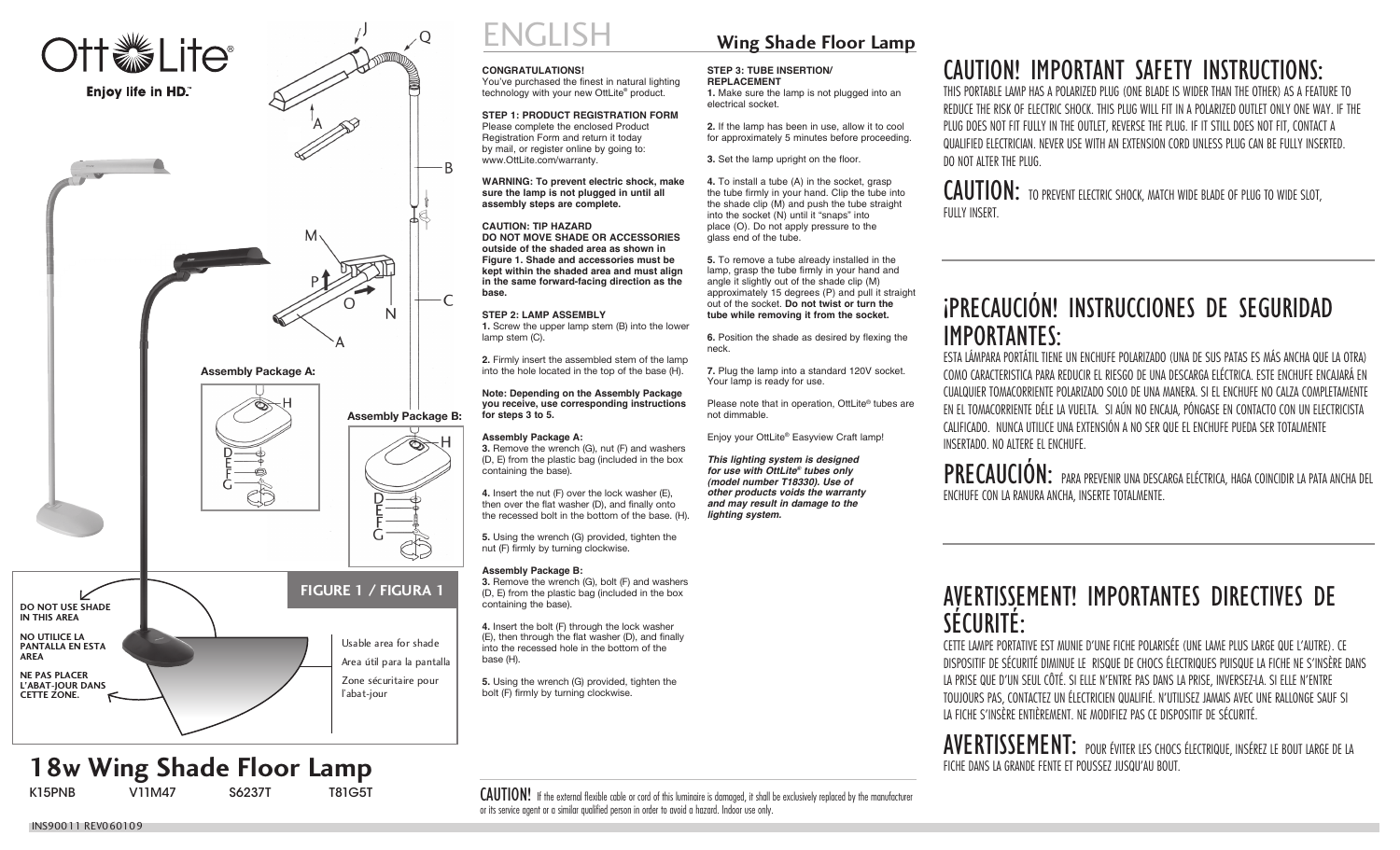# OttLite®

**Enjoy life in HD.™**

J Q A B M P O N C A H H

**Assembly Package A:**

D E F G

**Assembly Package B:**

D E F G

**FIGURE 1 / FIGURA 1**

**DO NOT USE SHADE IN THIS AREA**

**NO UTILICE LA PANTALLA EN ESTA AREA**

**NE PAS PLACER L'ABAT-JOUR DANS CETTE ZONE.**

Usable area for shade

Area útil para la pantalla

Zone sécuritaire pour l'abat-jour

# 18w Wing Shade Floor Lamp

K15PNB V11M47 S6237T T81G5T

INS90011 REV060109

# ENGLISH

## Wing Shade Floor Lamp

**CONGRATULATIONS!**
You've purchased the finest in natural lighting technology with your new OttLite® product.

**STEP 1: PRODUCT REGISTRATION FORM**
Please complete the enclosed Product Registration Form and return it today by mail, or register online by going to: www.OttLite.com/warranty.

**WARNING: To prevent electric shock, make sure the lamp is not plugged in until all assembly steps are complete.**

**CAUTION: TIP HAZARD**
**DO NOT MOVE SHADE OR ACCESSORIES outside of the shaded area as shown in Figure 1. Shade and accessories must be kept within the shaded area and must align in the same forward-facing direction as the base.**

**STEP 2: LAMP ASSEMBLY**
**1.** Screw the upper lamp stem (B) into the lower lamp stem (C).

**2.** Firmly insert the assembled stem of the lamp into the hole located in the top of the base (H).

**Note: Depending on the Assembly Package you receive, use corresponding instructions for steps 3 to 5.**

**Assembly Package A:**
**3.** Remove the wrench (G), nut (F) and washers (D, E) from the plastic bag (included in the box containing the base).

**4.** Insert the nut (F) over the lock washer (E), then over the flat washer (D), and finally onto the recessed bolt in the bottom of the base. (H).

**5.** Using the wrench (G) provided, tighten the nut (F) firmly by turning clockwise.

**Assembly Package B:**
**3.** Remove the wrench (G), bolt (F) and washers (D, E) from the plastic bag (included in the box containing the base).

**4.** Insert the bolt (F) through the lock washer (E), then through the flat washer (D), and finally into the recessed hole in the bottom of the base (H).

**5.** Using the wrench (G) provided, tighten the bolt (F) firmly by turning clockwise.

**STEP 3: TUBE INSERTION/ REPLACEMENT**
**1.** Make sure the lamp is not plugged into an electrical socket.

**2.** If the lamp has been in use, allow it to cool for approximately 5 minutes before proceeding.

**3.** Set the lamp upright on the floor.

**4.** To install a tube (A) in the socket, grasp the tube firmly in your hand. Clip the tube into the shade clip (M) and push the tube straight into the socket (N) until it "snaps" into place (O). Do not apply pressure to the glass end of the tube.

**5.** To remove a tube already installed in the lamp, grasp the tube firmly in your hand and angle it slightly out of the shade clip (M) approximately 15 degrees (P) and pull it straight out of the socket. **Do not twist or turn the tube while removing it from the socket.**

**6.** Position the shade as desired by flexing the neck.

**7.** Plug the lamp into a standard 120V socket. Your lamp is ready for use.

Please note that in operation, OttLite® tubes are not dimmable.

Enjoy your OttLite® Easyview Craft lamp!

***This lighting system is designed for use with OttLite® tubes only (model number T18330). Use of other products voids the warranty and may result in damage to the lighting system.***

**CAUTION!** If the external flexible cable or cord of this luminaire is damaged, it shall be exclusively replaced by the manufacturer or its service agent or a similar qualified person in order to avoid a hazard. Indoor use only.

# CAUTION! IMPORTANT SAFETY INSTRUCTIONS:

THIS PORTABLE LAMP HAS A POLARIZED PLUG (ONE BLADE IS WIDER THAN THE OTHER) AS A FEATURE TO REDUCE THE RISK OF ELECTRIC SHOCK. THIS PLUG WILL FIT IN A POLARIZED OUTLET ONLY ONE WAY. IF THE PLUG DOES NOT FIT FULLY IN THE OUTLET, REVERSE THE PLUG. IF IT STILL DOES NOT FIT, CONTACT A QUALIFIED ELECTRICIAN. NEVER USE WITH AN EXTENSION CORD UNLESS PLUG CAN BE FULLY INSERTED. DO NOT ALTER THE PLUG.

**CAUTION:** TO PREVENT ELECTRIC SHOCK, MATCH WIDE BLADE OF PLUG TO WIDE SLOT, FULLY INSERT.

# ¡PRECAUCIÓN! INSTRUCCIONES DE SEGURIDAD IMPORTANTES:

ESTA LÁMPARA PORTÁTIL TIENE UN ENCHUFE POLARIZADO (UNA DE SUS PATAS ES MÁS ANCHA QUE LA OTRA) COMO CARACTERISTICA PARA REDUCIR EL RIESGO DE UNA DESCARGA ELÉCTRICA. ESTE ENCHUFE ENCAJARÁ EN CUALQUIER TOMACORRIENTE POLARIZADO SOLO DE UNA MANERA. SI EL ENCHUFE NO CALZA COMPLETAMENTE EN EL TOMACORRIENTE DÉLE LA VUELTA. SI AÚN NO ENCAJA, PÓNGASE EN CONTACTO CON UN ELECTRICISTA CALIFICADO. NUNCA UTILICE UNA EXTENSIÓN A NO SER QUE EL ENCHUFE PUEDA SER TOTALMENTE INSERTADO. NO ALTERE EL ENCHUFE.

**PRECAUCIÓN:** PARA PREVENIR UNA DESCARGA ELÉCTRICA, HAGA COINCIDIR LA PATA ANCHA DEL ENCHUFE CON LA RANURA ANCHA, INSERTE TOTALMENTE.

# AVERTISSEMENT! IMPORTANTES DIRECTIVES DE SÉCURITÉ:

CETTE LAMPE PORTATIVE EST MUNIE D'UNE FICHE POLARISÉE (UNE LAME PLUS LARGE QUE L'AUTRE). CE DISPOSITIF DE SÉCURITÉ DIMINUE LE RISQUE DE CHOCS ÉLECTRIQUES PUISQUE LA FICHE NE S'INSÈRE DANS LA PRISE QUE D'UN SEUL CÔTÉ. SI ELLE N'ENTRE PAS DANS LA PRISE, INVERSEZ-LA. SI ELLE N'ENTRE TOUJOURS PAS, CONTACTEZ UN ÉLECTRICIEN QUALIFIÉ. N'UTILISEZ JAMAIS AVEC UNE RALLONGE SAUF SI LA FICHE S'INSÈRE ENTIÈREMENT. NE MODIFIEZ PAS CE DISPOSITIF DE SÉCURITÉ.

**AVERTISSEMENT:** POUR ÉVITER LES CHOCS ÉLECTRIQUE, INSÉREZ LE BOUT LARGE DE LA FICHE DANS LA GRANDE FENTE ET POUSSEZ JUSQU'AU BOUT.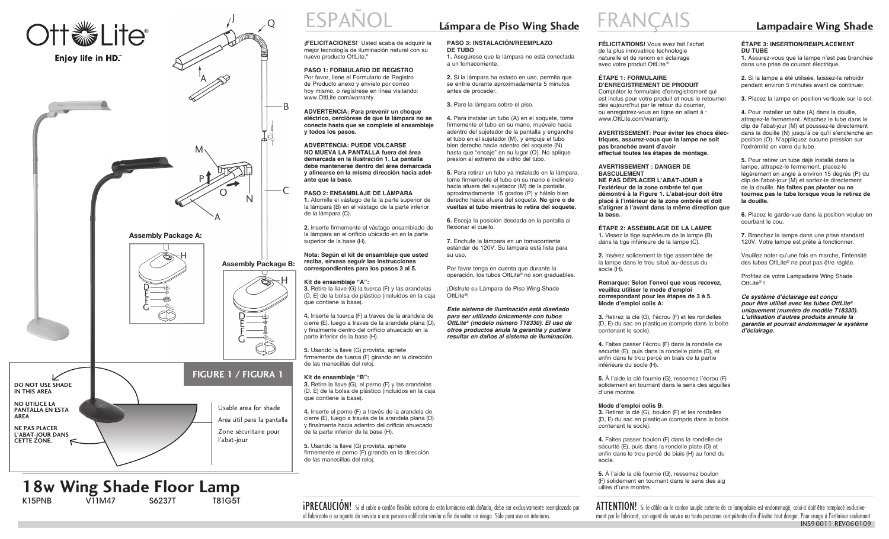# OttLite®

Enjoy life in HD.™

J Q A B M P O N C A

**Assembly Package A:**

H D E F G

**Assembly Package B:**

H D E F G

## FIGURE 1 / FIGURA 1

**DO NOT USE SHADE IN THIS AREA**

**NO UTILICE LA PANTALLA EN ESTA AREA**

**NE PAS PLACER L'ABAT-JOUR DANS CETTE ZONE.**

Usable area for shade

Area útil para la pantalla

Zone sécuritaire pour l'abat-jour

# 18w Wing Shade Floor Lamp

K15PNB V11M47 S6237T T81G5T

# ESPAÑOL

## Lámpara de Piso Wing Shade

**¡FELICITACIONES!** Usted acaba de adquirir la mejor tecnología de iluminación natural con su nuevo producto OttLite.®

**PASO 1: FORMULARIO DE REGISTRO**
Por favor, llene el Formulario de Registro de Producto anexo y envíelo por correo hoy mismo, o regístrese en línea visitando: www.OttLite.com/warranty.

**ADVERTENCIA: Para prevenir un choque eléctrico, cerciórese de que la lámpara no se conecte hasta que se complete el ensamblaje y todos los pasos.**

**ADVERTENCIA: PUEDE VOLCARSE**
**NO MUEVA LA PANTALLA fuera del área demarcada en la ilustración 1. La pantalla debe mantenerse dentro del área demarcada y alinearse en la misma dirección hacia adelante que la base.**

**PASO 2: ENSAMBLAJE DE LÁMPARA**

**1.** Atornille el vástago de la la parte superior de la lámpara (B) en el vástago de la parte inferior de la lámpara (C).

**2.** Inserte firmemente el vástago ensamblado de la lámpara en el orificio ubicado en en la parte superior de la base (H).

**Nota: Según el kit de ensamblaje que usted reciba, sírvase seguir las instrucciones correspondientes para los pasos 3 al 5.**

**Kit de ensamblaje "A":**

**3.** Retire la llave (G) la tuerca (F) y las arandelas (D, E) de la bolsa de plástico (incluidos en la caja que contiene la base).

**4.** Inserte la tuerca (F) a traves de la arandela de cierre (E), luego a traves de la arandela plana (D), y finalmente dentro del orificio ahuecado en la parte inferior de la base (H).

**5.** Usando la llave (G) provista, apriete firmemente de tuerca (F) girando en la dirección de las manecillas del reloj.

**Kit de ensamblaje "B":**

**3.** Retire la llave (G), el perno (F) y las arandelas (D, E) de la bolsa de plástico (incluidos en la caja que contiene la base).

**4.** Inserte el perno (F) a través de la arandela de cierre (E), luego a través de la arandela plana (D) y finalmente hacia adentro del orificio ahuecado de la parte inferior de la base (H).

**5.** Usando la llave (G) provista, apriete firmemente el perno (F) girando en la dirección de las manecillas del reloj.

**PASO 3: INSTALACIÓN/REEMPLAZO DE TUBO**

**1.** Asegúrese que la lámpara no está conectada a un tomacorriente.

**2.** Si la lámpara ha estado en uso, permita que se enfríe durante aproximadamente 5 minutos antes de proceder.

**3.** Pare la lámpara sobre el piso.

**4.** Para instalar un tubo (A) en el soquete, tome firmemente el tubo en su mano, muévalo hacia adentro del sujetador de la pantalla y enganche el tubo en el sujetador (M), y empuje el tubo bien derecho hacia adentro del soquete (N) hasta que "encaje" en su lugar (O). No aplique presión al extremo de vidrio del tubo.

**5.** Para retirar un tubo ya instalado en la lámpara, tome firmemente el tubo en su mano e inclínelo hacia afuera del sujetador (M) de la pantalla, aproximadamente 15 grados (P) y hálelo bien derecho hacia afuera del soquete. **No gire o de vueltas al tubo mientras lo retira del soquete.**

**6.** Escoja la posición deseada en la pantalla al flexionar el cuello.

**7.** Enchufe la lámpara en un tomacorriente estándar de 120V. Su lámpara está lista para su uso.

Por favor tenga en cuenta que durante la operación, los tubos OttLite® no son graduables.

¡Disfrute su Lámpara de Piso Wing Shade OttLite®!

***Este sistema de iluminación está diseñado para ser utilizado únicamente con tubos OttLite® (modelo número T18330). El uso de otros productos anula la garantía y pudiera resultar en daños al sistema de iluminación.***

**¡PRECAUCIÓN!** Si el cable o cordón flexible externo de esta luminaria está dañado, debe ser exclusivamente reemplazado por el fabricante o su agente de servicio o una persona calificada similar a fin de evitar un riesgo. Sólo para uso en interiores.

# FRANÇAIS

## Lampadaire Wing Shade

**FÉLICITATIONS!** Vous avez fait l'achat de la plus innovatrice technologie d'éclairage naturelle et de renom en éclairage avec votre produit OttLite®.

**ÉTAPE 1: FORMULAIRE D'ENREGISTREMENT DE PRODUIT**
Compléter le formulaire d'enregistrement qui est inclus pour votre produit et nous le retourner dès aujourd'hui par le retour du courrier, ou enregistrez-vous en ligne en allant à : www.OttLite.com/warranty.

**AVERTISSEMENT: Pour éviter les chocs électriques, assurez-vous que la lampe ne soit pas branchée avant d'avoir effectué toutes les étapes de montage.**

**AVERTISSEMENT : DANGER DE BASCULEMENT**
**NE PAS DÉPLACER L'ABAT-JOUR à l'extérieur de la zone ombrée tel que démontré à la Figure 1. L'abat-jour doit être placé à l'intérieur de la zone ombrée et doit s'aligner à l'avant dans la même direction que la base.**

**ÉTAPE 2: ASSEMBLAGE DE LA LAMPE**

**1.** Vissez la tige supérieure de la lampe (B) dans la tige inférieure de la lampe (C).

**2.** Insérez solidement la tige assemblée de la lampe dans le trou situé au-dessus du socle (H).

**Remarque: Selon l'envoi que vous recevez, veuillez utiliser le mode d'emploi correspondant pour les étapes de 3 à 5.**
**Mode d'emploi colis A:**

**3.** Retirez la clé (G), l'écrou (F) et les rondelles (D, E) du sac en plastique (compris dans la boite contenant le socle).

**4.** Faites passer l'écrou (F) dans la rondelle de sécurité (E), puis dans la rondelle plate (D), et enfin dans le trou percé en biais de la partie inférieure du socle (H).

**5.** À l'aide la clé fournie (G), resserrez l'écrou (F) solidement en tournant dans le sens des aiguilles d'une montre.

**Mode d'emploi colis B:**

**3.** Retirez la clé (G), boulon (F) et les rondelles (D, E) du sac en plastique (compris dans la boite contenant le socle).

**4.** Faites passer boulon (F) dans la rondelle de sécurité (E), puis dans la rondelle plate (D) et enfin dans le trou percé de biais (H) au fond du socle.

**5.** À l'aide la clé fournie (G), resserrez boulon (F) solidement en tournant dans le sens des aig uilles d'une montre.

**ÉTAPE 3: INSERTION/REMPLACEMENT DU TUBE**

**1.** Assurez-vous que la lampe n'est pas branchée dans une prise de courant électrique.

**2.** Si la lampe a été utilisée, laissez-la refroidir pendant environ 5 minutes avant de continuer.

**3.** Placez la lampe en position verticale sur le sol.

**4.** Pour installer un tube (A) dans la douille, attrapez-le fermement. Attachez le tube dans le clip de l'abat-jour (M) et poussez-le directement dans la douille (N) jusqu'à ce qu'il s'enclenche en position (O). N'appliquez aucune pression sur l'extrémité en verre du tube.

**5.** Pour retirer un tube déjà installé dans la lampe, attrapez-le fermement, placez-le légèrement en angle à environ 15 degrés (P) du clip de l'abat-jour (M) et sortez-le directement de la douille. **Ne faites pas pivoter ou ne tournez pas le tube lorsque vous le retirez de la douille.**

**6.** Placez le garde-vue dans la position voulue en courbant le cou.

**7.** Branchez la lampe dans une prise standard 120V. Votre lampe est prête à fonctionner.

Veuillez noter qu'une fois en marche, l'intensité des tubes OttLite® ne peut pas être réglée.

Profitez de votre Lampadaire Wing Shade OttLite® !

***Ce système d'éclairage est conçu pour être utilisé avec les tubes OttLite® uniquement (numéro de modèle T18330). L'utilisation d'autres produits annule la garantie et pourrait endommager le système d'éclairage.***

**ATTENTION!** Si le câble ou le cordon souple externe de ce lampadaire est endommagé, celui-ci doit être remplacé exclusivement par le fabricant, son agent de service ou toute personne compétente afin d'éviter tout danger. Pour usage à l'intérieur seulement.

INS90011 REV060109